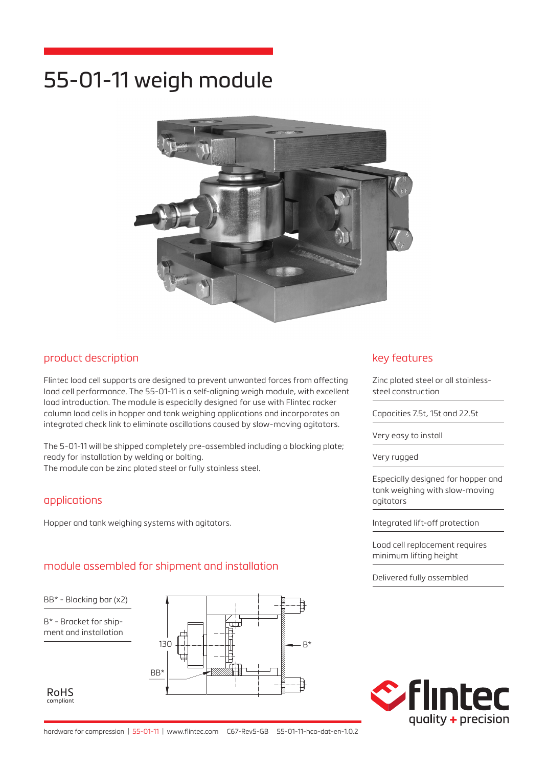# 55-01-11 weigh module

## product description

Flintec load cell supports are designed to prevent unwanted forces from affecting load cell performance. The 55-01-11 is a self-aligning weigh module, with excellent load introduction. The module is especially designed for use with Flintec rocker column load cells in hopper and tank weighing applications and incorporates an integrated check link to eliminate oscillations caused by slow-moving agitators.

The 5-01-11 will be shipped completely pre-assembled including a blocking plate; ready for installation by welding or bolting.
The module can be zinc plated steel or fully stainless steel.

## applications

Hopper and tank weighing systems with agitators.

## module assembled for shipment and installation

BB* - Blocking bar (x2)

B* - Bracket for shipment and installation

130

BB*

B*

RoHS compliant

## key features

- Zinc plated steel or all stainless-steel construction
- Capacities 7.5t, 15t and 22.5t
- Very easy to install
- Very rugged
- Especially designed for hopper and tank weighing with slow-moving agitators
- Integrated lift-off protection
- Load cell replacement requires minimum lifting height
- Delivered fully assembled

flintec quality + precision

hardware for compression | 55-01-11 | www.flintec.com C67-Rev5-GB 55-01-11-hco-dat-en-1.0.2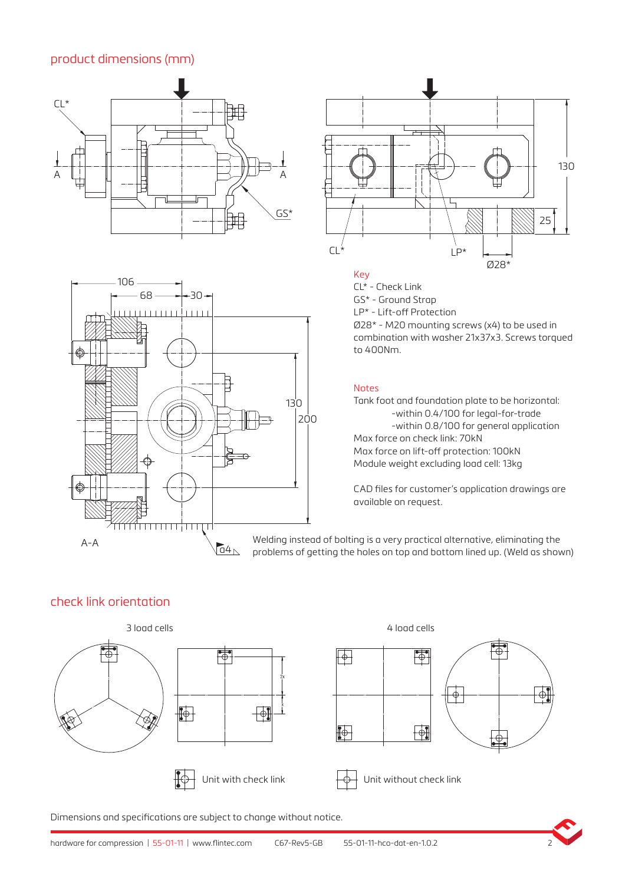## product dimensions (mm)

CL*

A

A

GS*

130

25

CL*

LP*

Ø28*

106

68

30

130

200

A-A

a4

**Key**

CL* - Check Link
GS* - Ground Strap
LP* - Lift-off Protection
Ø28* - M20 mounting screws (x4) to be used in combination with washer 21x37x3. Screws torqued to 400Nm.

**Notes**

Tank foot and foundation plate to be horizontal:
- within 0.4/100 for legal-for-trade
- within 0.8/100 for general application

Max force on check link: 70kN
Max force on lift-off protection: 100kN
Module weight excluding load cell: 13kg

CAD files for customer's application drawings are available on request.

Welding instead of bolting is a very practical alternative, eliminating the problems of getting the holes on top and bottom lined up. (Weld as shown)

## check link orientation

3 load cells

2x

x

4 load cells

Unit with check link

Unit without check link

Dimensions and specifications are subject to change without notice.